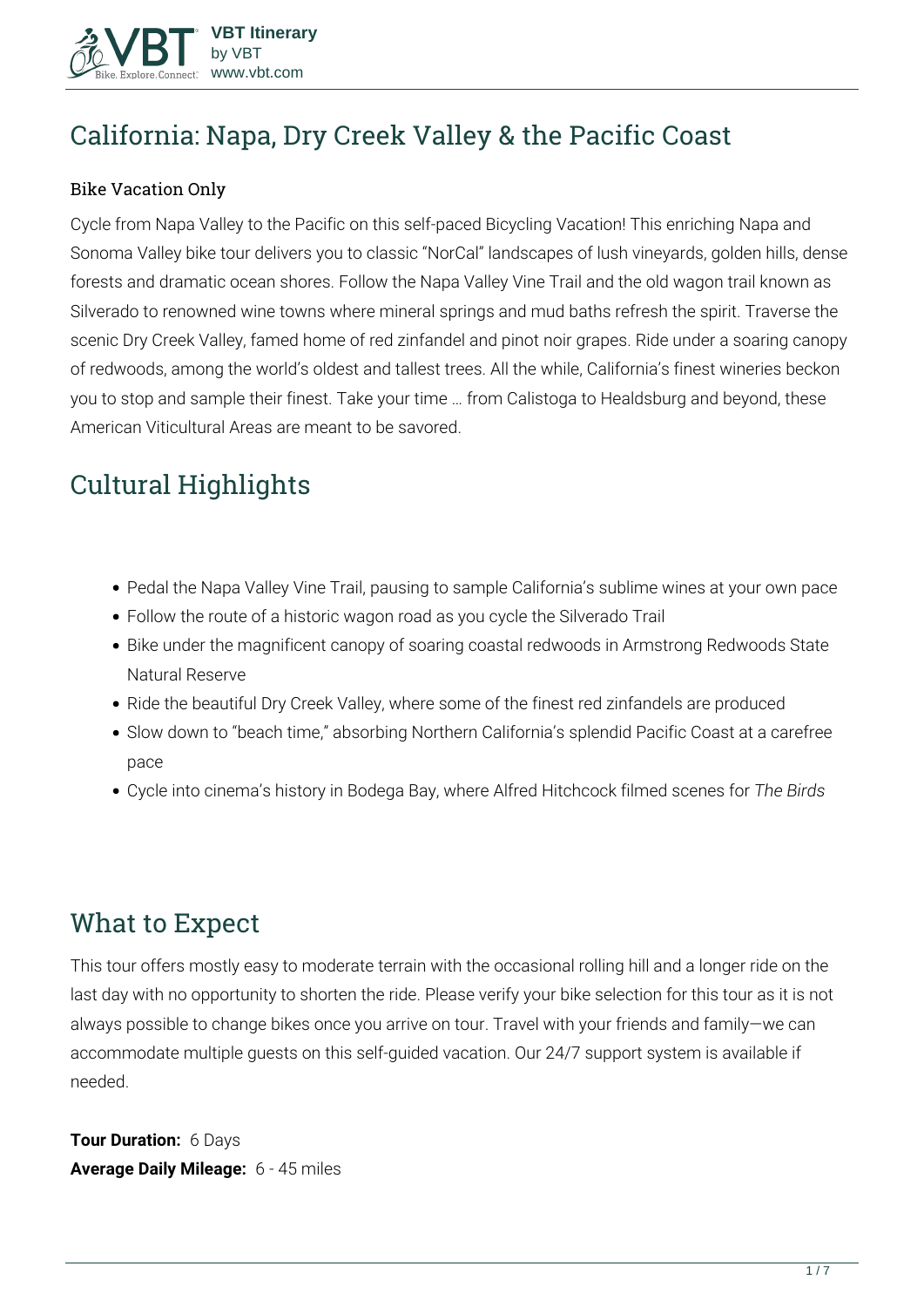# California: Napa, Dry Creek Valley & the Pacific Coast

### Bike Vacation Only

Cycle from Napa Valley to the Pacific on this self-paced Bicycling Vacation! This enriching Napa and Sonoma Valley bike tour delivers you to classic "NorCal" landscapes of lush vineyards, golden hills, dense forests and dramatic ocean shores. Follow the Napa Valley Vine Trail and the old wagon trail known as Silverado to renowned wine towns where mineral springs and mud baths refresh the spirit. Traverse the scenic Dry Creek Valley, famed home of red zinfandel and pinot noir grapes. Ride under a soaring canopy of redwoods, among the world's oldest and tallest trees. All the while, California's finest wineries beckon you to stop and sample their finest. Take your time … from Calistoga to Healdsburg and beyond, these American Viticultural Areas are meant to be savored.

## Cultural Highlights

- Pedal the Napa Valley Vine Trail, pausing to sample California's sublime wines at your own pace
- Follow the route of a historic wagon road as you cycle the Silverado Trail
- Bike under the magnificent canopy of soaring coastal redwoods in Armstrong Redwoods State Natural Reserve
- Ride the beautiful Dry Creek Valley, where some of the finest red zinfandels are produced
- Slow down to "beach time," absorbing Northern California's splendid Pacific Coast at a carefree pace
- Cycle into cinema's history in Bodega Bay, where Alfred Hitchcock filmed scenes for *The Birds*

## What to Expect

This tour offers mostly easy to moderate terrain with the occasional rolling hill and a longer ride on the last day with no opportunity to shorten the ride. Please verify your bike selection for this tour as it is not always possible to change bikes once you arrive on tour. Travel with your friends and family—we can accommodate multiple guests on this self-guided vacation. Our 24/7 support system is available if needed.

**Tour Duration:** 6 Days
**Average Daily Mileage:** 6 - 45 miles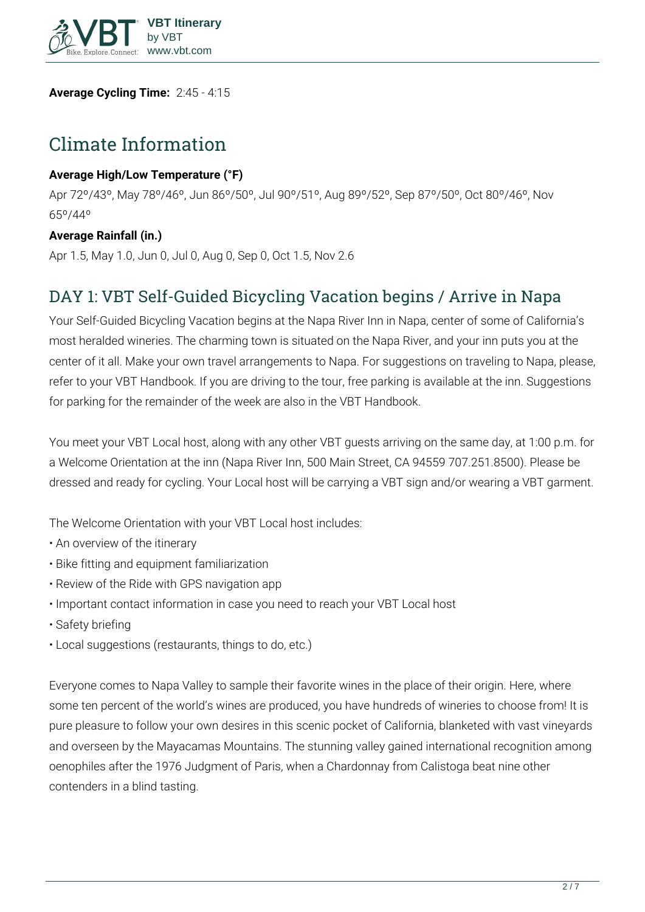**Average Cycling Time:** 2:45 - 4:15

## Climate Information

**Average High/Low Temperature (°F)**

Apr 72º/43º, May 78º/46º, Jun 86º/50º, Jul 90º/51º, Aug 89º/52º, Sep 87º/50º, Oct 80º/46º, Nov 65º/44º

**Average Rainfall (in.)**

Apr 1.5, May 1.0, Jun 0, Jul 0, Aug 0, Sep 0, Oct 1.5, Nov 2.6

## DAY 1: VBT Self-Guided Bicycling Vacation begins / Arrive in Napa

Your Self-Guided Bicycling Vacation begins at the Napa River Inn in Napa, center of some of California's most heralded wineries. The charming town is situated on the Napa River, and your inn puts you at the center of it all. Make your own travel arrangements to Napa. For suggestions on traveling to Napa, please, refer to your VBT Handbook. If you are driving to the tour, free parking is available at the inn. Suggestions for parking for the remainder of the week are also in the VBT Handbook.

You meet your VBT Local host, along with any other VBT guests arriving on the same day, at 1:00 p.m. for a Welcome Orientation at the inn (Napa River Inn, 500 Main Street, CA 94559 707.251.8500). Please be dressed and ready for cycling. Your Local host will be carrying a VBT sign and/or wearing a VBT garment.

The Welcome Orientation with your VBT Local host includes:

• An overview of the itinerary
• Bike fitting and equipment familiarization
• Review of the Ride with GPS navigation app
• Important contact information in case you need to reach your VBT Local host
• Safety briefing
• Local suggestions (restaurants, things to do, etc.)

Everyone comes to Napa Valley to sample their favorite wines in the place of their origin. Here, where some ten percent of the world's wines are produced, you have hundreds of wineries to choose from! It is pure pleasure to follow your own desires in this scenic pocket of California, blanketed with vast vineyards and overseen by the Mayacamas Mountains. The stunning valley gained international recognition among oenophiles after the 1976 Judgment of Paris, when a Chardonnay from Calistoga beat nine other contenders in a blind tasting.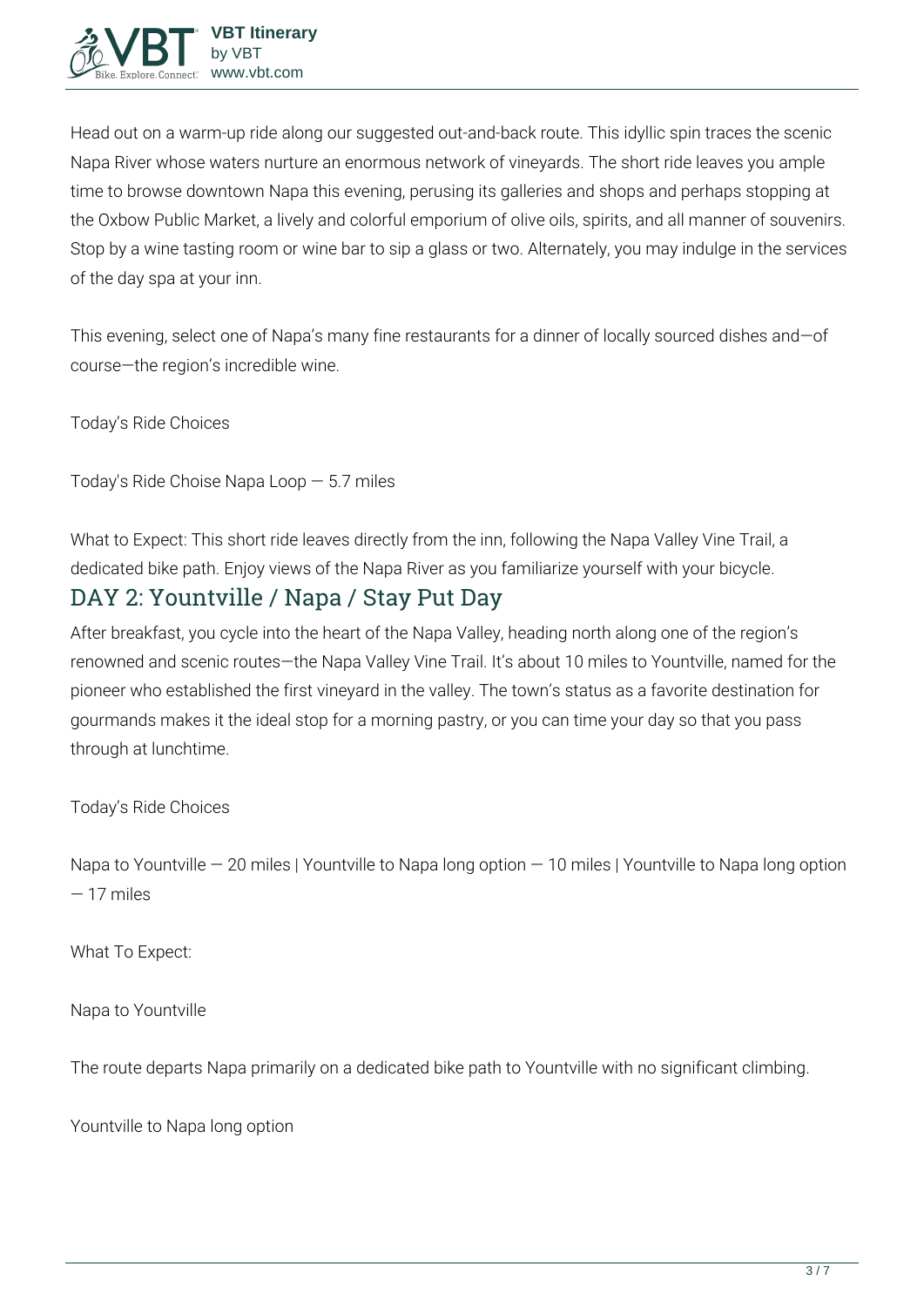Head out on a warm-up ride along our suggested out-and-back route. This idyllic spin traces the scenic Napa River whose waters nurture an enormous network of vineyards. The short ride leaves you ample time to browse downtown Napa this evening, perusing its galleries and shops and perhaps stopping at the Oxbow Public Market, a lively and colorful emporium of olive oils, spirits, and all manner of souvenirs. Stop by a wine tasting room or wine bar to sip a glass or two. Alternately, you may indulge in the services of the day spa at your inn.

This evening, select one of Napa's many fine restaurants for a dinner of locally sourced dishes and—of course—the region's incredible wine.

Today's Ride Choices

Today's Ride Choise Napa Loop — 5.7 miles

What to Expect: This short ride leaves directly from the inn, following the Napa Valley Vine Trail, a dedicated bike path. Enjoy views of the Napa River as you familiarize yourself with your bicycle.

## DAY 2: Yountville / Napa / Stay Put Day

After breakfast, you cycle into the heart of the Napa Valley, heading north along one of the region's renowned and scenic routes—the Napa Valley Vine Trail. It's about 10 miles to Yountville, named for the pioneer who established the first vineyard in the valley. The town's status as a favorite destination for gourmands makes it the ideal stop for a morning pastry, or you can time your day so that you pass through at lunchtime.

Today's Ride Choices

Napa to Yountville — 20 miles | Yountville to Napa long option — 10 miles | Yountville to Napa long option — 17 miles

What To Expect:

Napa to Yountville

The route departs Napa primarily on a dedicated bike path to Yountville with no significant climbing.

Yountville to Napa long option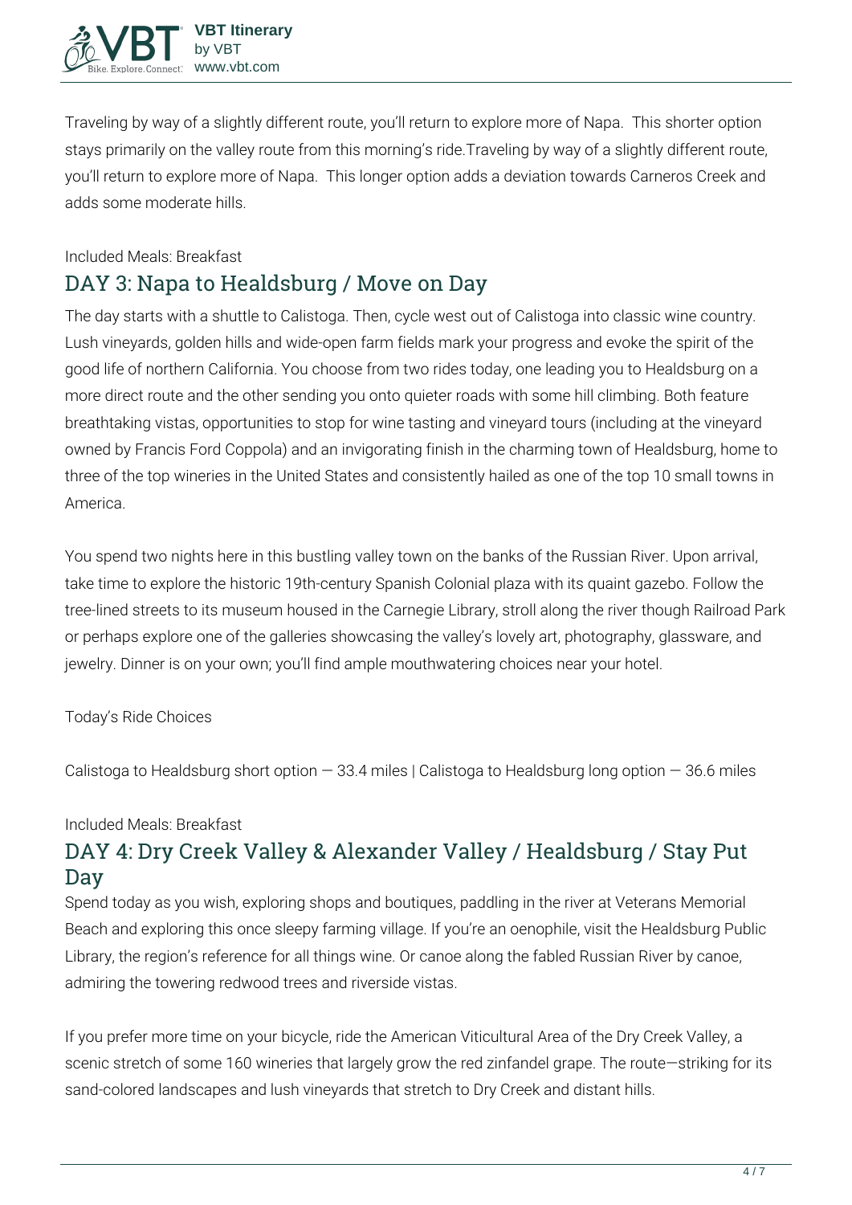Traveling by way of a slightly different route, you'll return to explore more of Napa. This shorter option stays primarily on the valley route from this morning's ride.Traveling by way of a slightly different route, you'll return to explore more of Napa. This longer option adds a deviation towards Carneros Creek and adds some moderate hills.

Included Meals: Breakfast

## DAY 3: Napa to Healdsburg / Move on Day

The day starts with a shuttle to Calistoga. Then, cycle west out of Calistoga into classic wine country. Lush vineyards, golden hills and wide-open farm fields mark your progress and evoke the spirit of the good life of northern California. You choose from two rides today, one leading you to Healdsburg on a more direct route and the other sending you onto quieter roads with some hill climbing. Both feature breathtaking vistas, opportunities to stop for wine tasting and vineyard tours (including at the vineyard owned by Francis Ford Coppola) and an invigorating finish in the charming town of Healdsburg, home to three of the top wineries in the United States and consistently hailed as one of the top 10 small towns in America.

You spend two nights here in this bustling valley town on the banks of the Russian River. Upon arrival, take time to explore the historic 19th-century Spanish Colonial plaza with its quaint gazebo. Follow the tree-lined streets to its museum housed in the Carnegie Library, stroll along the river though Railroad Park or perhaps explore one of the galleries showcasing the valley's lovely art, photography, glassware, and jewelry. Dinner is on your own; you'll find ample mouthwatering choices near your hotel.

Today's Ride Choices

Calistoga to Healdsburg short option — 33.4 miles | Calistoga to Healdsburg long option — 36.6 miles

Included Meals: Breakfast

## DAY 4: Dry Creek Valley & Alexander Valley / Healdsburg / Stay Put Day

Spend today as you wish, exploring shops and boutiques, paddling in the river at Veterans Memorial Beach and exploring this once sleepy farming village. If you're an oenophile, visit the Healdsburg Public Library, the region's reference for all things wine. Or canoe along the fabled Russian River by canoe, admiring the towering redwood trees and riverside vistas.

If you prefer more time on your bicycle, ride the American Viticultural Area of the Dry Creek Valley, a scenic stretch of some 160 wineries that largely grow the red zinfandel grape. The route—striking for its sand-colored landscapes and lush vineyards that stretch to Dry Creek and distant hills.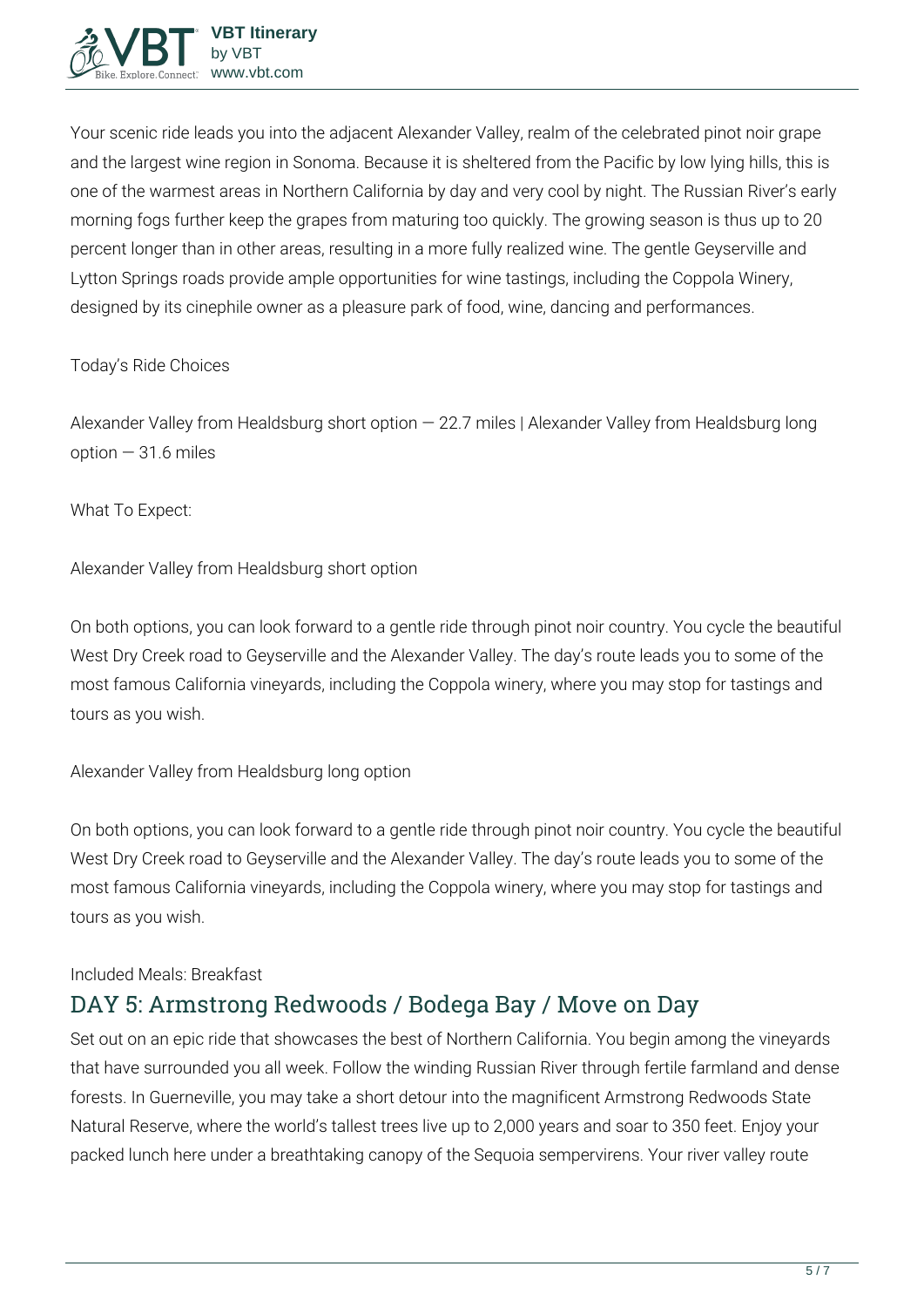Your scenic ride leads you into the adjacent Alexander Valley, realm of the celebrated pinot noir grape and the largest wine region in Sonoma. Because it is sheltered from the Pacific by low lying hills, this is one of the warmest areas in Northern California by day and very cool by night. The Russian River's early morning fogs further keep the grapes from maturing too quickly. The growing season is thus up to 20 percent longer than in other areas, resulting in a more fully realized wine. The gentle Geyserville and Lytton Springs roads provide ample opportunities for wine tastings, including the Coppola Winery, designed by its cinephile owner as a pleasure park of food, wine, dancing and performances.

Today's Ride Choices

Alexander Valley from Healdsburg short option — 22.7 miles | Alexander Valley from Healdsburg long option — 31.6 miles

What To Expect:

Alexander Valley from Healdsburg short option

On both options, you can look forward to a gentle ride through pinot noir country. You cycle the beautiful West Dry Creek road to Geyserville and the Alexander Valley. The day's route leads you to some of the most famous California vineyards, including the Coppola winery, where you may stop for tastings and tours as you wish.

Alexander Valley from Healdsburg long option

On both options, you can look forward to a gentle ride through pinot noir country. You cycle the beautiful West Dry Creek road to Geyserville and the Alexander Valley. The day's route leads you to some of the most famous California vineyards, including the Coppola winery, where you may stop for tastings and tours as you wish.

Included Meals: Breakfast

## DAY 5: Armstrong Redwoods / Bodega Bay / Move on Day

Set out on an epic ride that showcases the best of Northern California. You begin among the vineyards that have surrounded you all week. Follow the winding Russian River through fertile farmland and dense forests. In Guerneville, you may take a short detour into the magnificent Armstrong Redwoods State Natural Reserve, where the world's tallest trees live up to 2,000 years and soar to 350 feet. Enjoy your packed lunch here under a breathtaking canopy of the Sequoia sempervirens. Your river valley route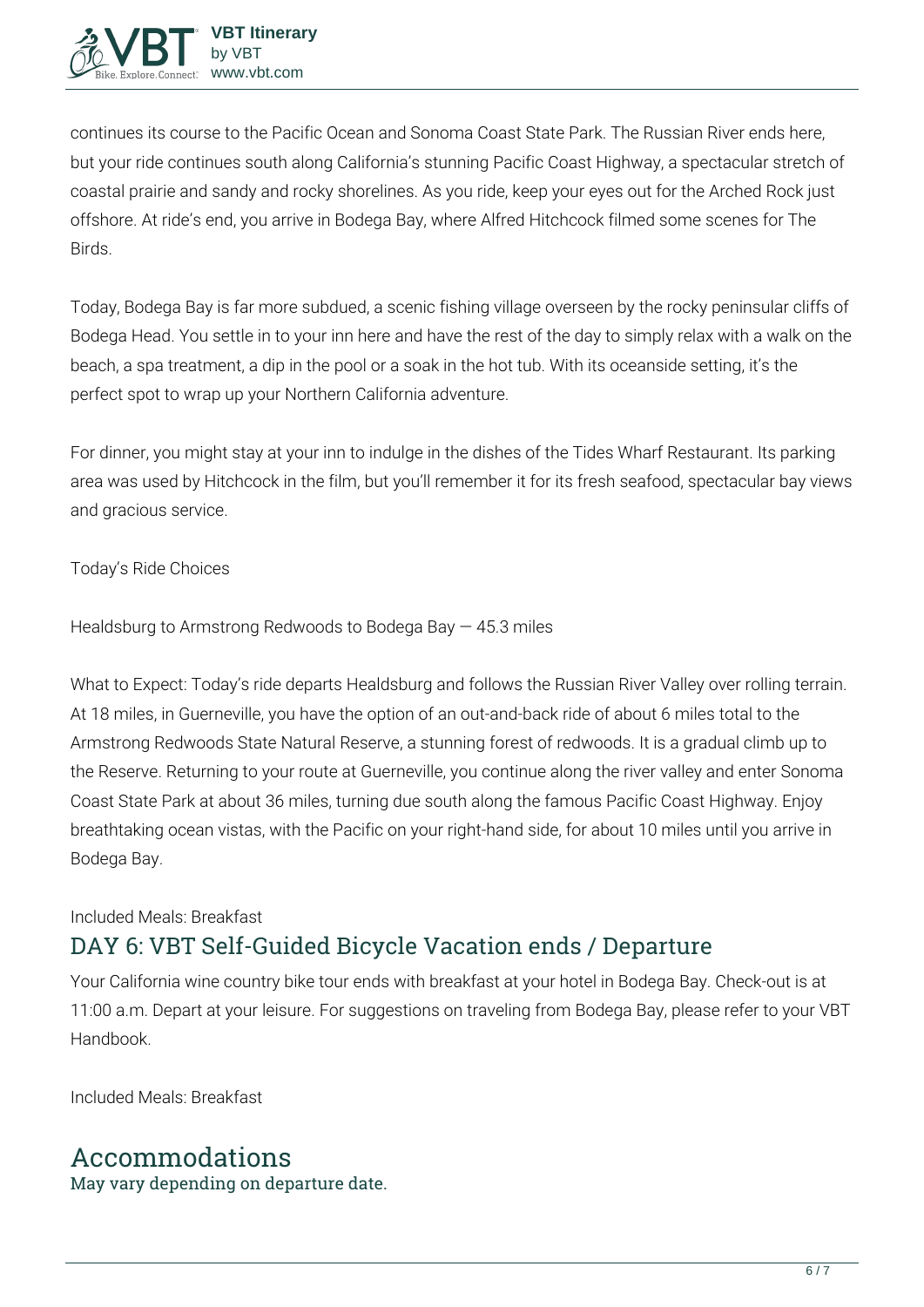continues its course to the Pacific Ocean and Sonoma Coast State Park. The Russian River ends here, but your ride continues south along California's stunning Pacific Coast Highway, a spectacular stretch of coastal prairie and sandy and rocky shorelines. As you ride, keep your eyes out for the Arched Rock just offshore. At ride's end, you arrive in Bodega Bay, where Alfred Hitchcock filmed some scenes for The Birds.

Today, Bodega Bay is far more subdued, a scenic fishing village overseen by the rocky peninsular cliffs of Bodega Head. You settle in to your inn here and have the rest of the day to simply relax with a walk on the beach, a spa treatment, a dip in the pool or a soak in the hot tub. With its oceanside setting, it's the perfect spot to wrap up your Northern California adventure.

For dinner, you might stay at your inn to indulge in the dishes of the Tides Wharf Restaurant. Its parking area was used by Hitchcock in the film, but you'll remember it for its fresh seafood, spectacular bay views and gracious service.

Today's Ride Choices

Healdsburg to Armstrong Redwoods to Bodega Bay — 45.3 miles

What to Expect: Today's ride departs Healdsburg and follows the Russian River Valley over rolling terrain. At 18 miles, in Guerneville, you have the option of an out-and-back ride of about 6 miles total to the Armstrong Redwoods State Natural Reserve, a stunning forest of redwoods. It is a gradual climb up to the Reserve. Returning to your route at Guerneville, you continue along the river valley and enter Sonoma Coast State Park at about 36 miles, turning due south along the famous Pacific Coast Highway. Enjoy breathtaking ocean vistas, with the Pacific on your right-hand side, for about 10 miles until you arrive in Bodega Bay.

Included Meals: Breakfast

## DAY 6: VBT Self-Guided Bicycle Vacation ends / Departure

Your California wine country bike tour ends with breakfast at your hotel in Bodega Bay. Check-out is at 11:00 a.m. Depart at your leisure. For suggestions on traveling from Bodega Bay, please refer to your VBT Handbook.

Included Meals: Breakfast

# Accommodations

May vary depending on departure date.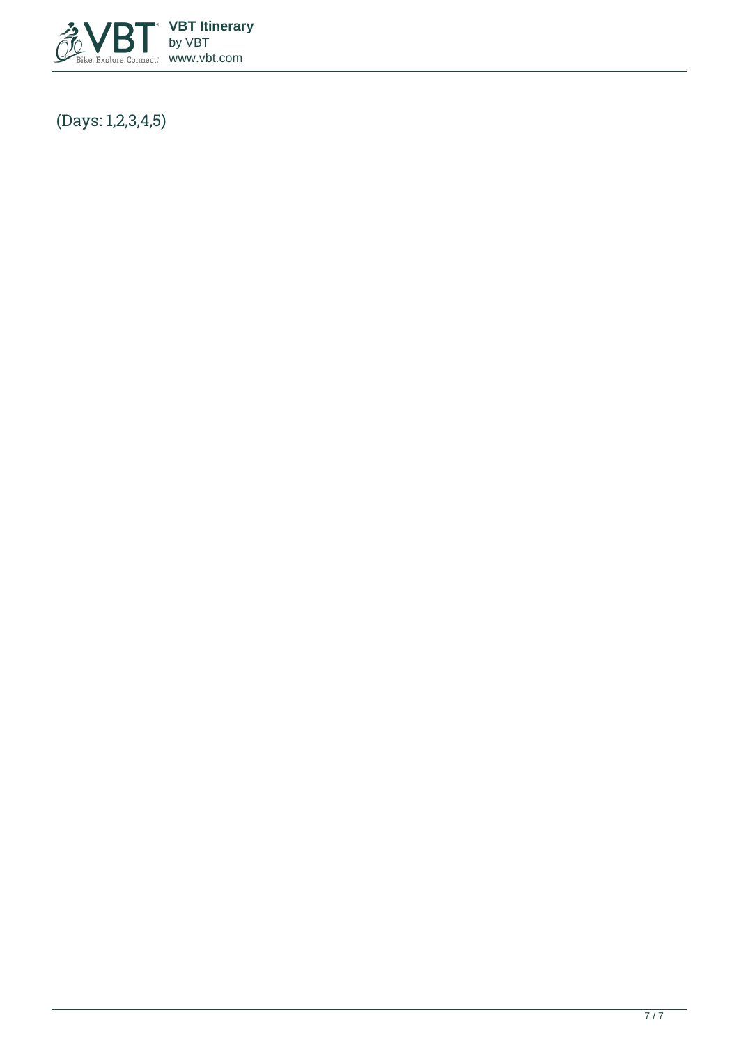(Days: 1,2,3,4,5)